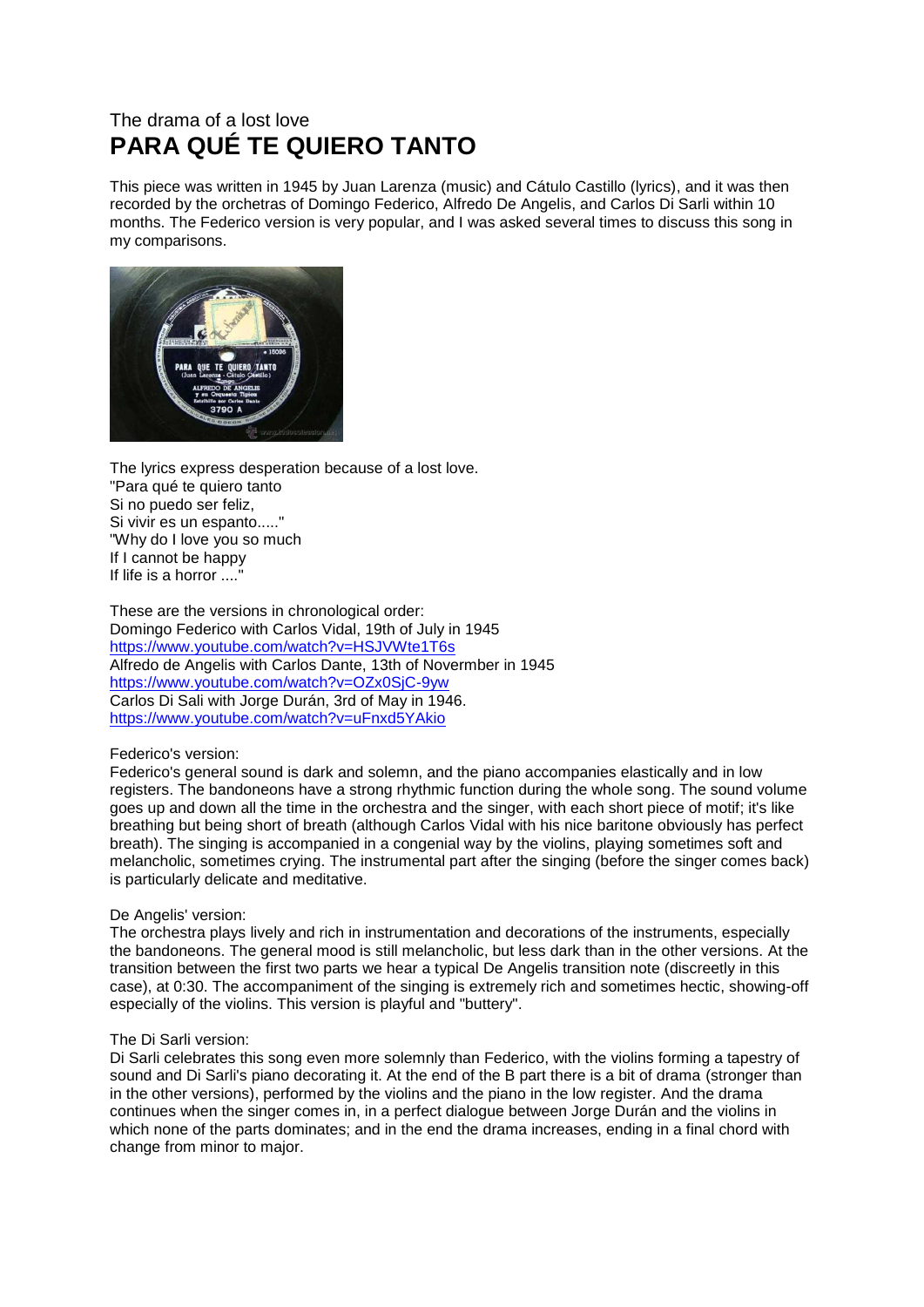The drama of a lost love

# PARA QUÉ TE QUIERO TANTO

This piece was written in 1945 by Juan Larenza (music) and Cátulo Castillo (lyrics), and it was then recorded by the orchetras of Domingo Federico, Alfredo De Angelis, and Carlos Di Sarli within 10 months. The Federico version is very popular, and I was asked several times to discuss this song in my comparisons.

The lyrics express desperation because of a lost love.
"Para qué te quiero tanto
Si no puedo ser feliz,
Si vivir es un espanto....."
"Why do I love you so much
If I cannot be happy
If life is a horror ...."

These are the versions in chronological order:
Domingo Federico with Carlos Vidal, 19th of July in 1945
https://www.youtube.com/watch?v=HSJVWte1T6s
Alfredo de Angelis with Carlos Dante, 13th of Novermber in 1945
https://www.youtube.com/watch?v=OZx0SjC-9yw
Carlos Di Sali with Jorge Durán, 3rd of May in 1946.
https://www.youtube.com/watch?v=uFnxd5YAkio

Federico's version:
Federico's general sound is dark and solemn, and the piano accompanies elastically and in low registers. The bandoneons have a strong rhythmic function during the whole song. The sound volume goes up and down all the time in the orchestra and the singer, with each short piece of motif; it's like breathing but being short of breath (although Carlos Vidal with his nice baritone obviously has perfect breath). The singing is accompanied in a congenial way by the violins, playing sometimes soft and melancholic, sometimes crying. The instrumental part after the singing (before the singer comes back) is particularly delicate and meditative.

De Angelis' version:
The orchestra plays lively and rich in instrumentation and decorations of the instruments, especially the bandoneons. The general mood is still melancholic, but less dark than in the other versions. At the transition between the first two parts we hear a typical De Angelis transition note (discreetly in this case), at 0:30. The accompaniment of the singing is extremely rich and sometimes hectic, showing-off especially of the violins. This version is playful and "buttery".

The Di Sarli version:
Di Sarli celebrates this song even more solemnly than Federico, with the violins forming a tapestry of sound and Di Sarli's piano decorating it. At the end of the B part there is a bit of drama (stronger than in the other versions), performed by the violins and the piano in the low register. And the drama continues when the singer comes in, in a perfect dialogue between Jorge Durán and the violins in which none of the parts dominates; and in the end the drama increases, ending in a final chord with change from minor to major.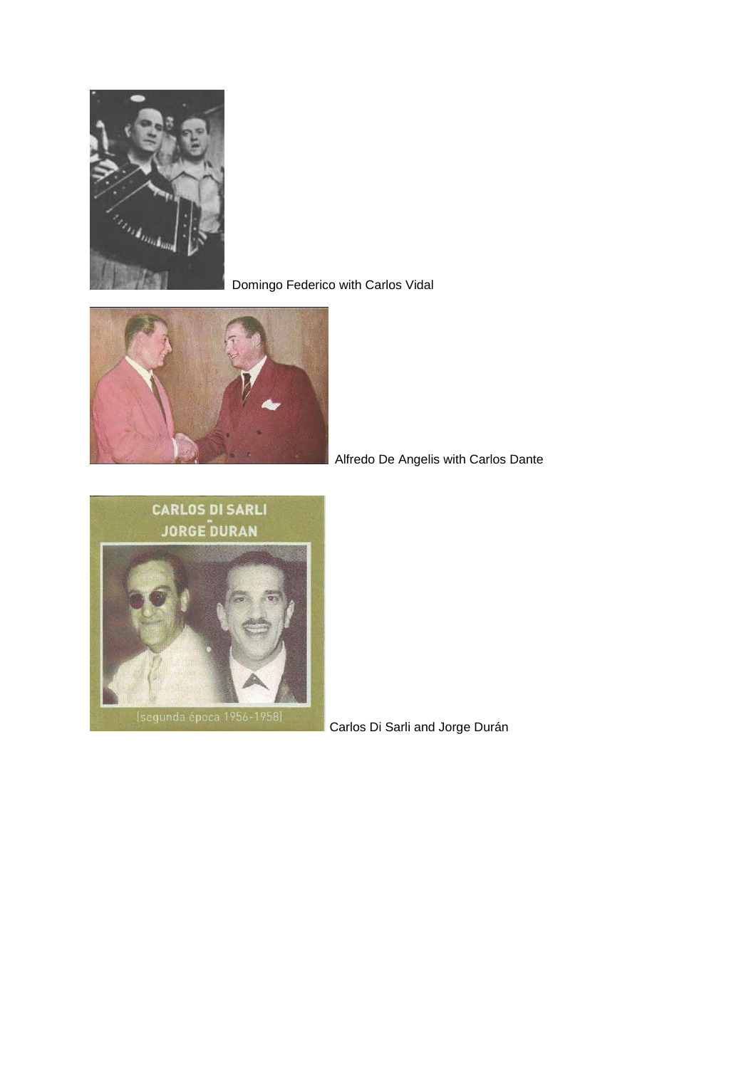Domingo Federico with Carlos Vidal

Alfredo De Angelis with Carlos Dante

Carlos Di Sarli and Jorge Durán